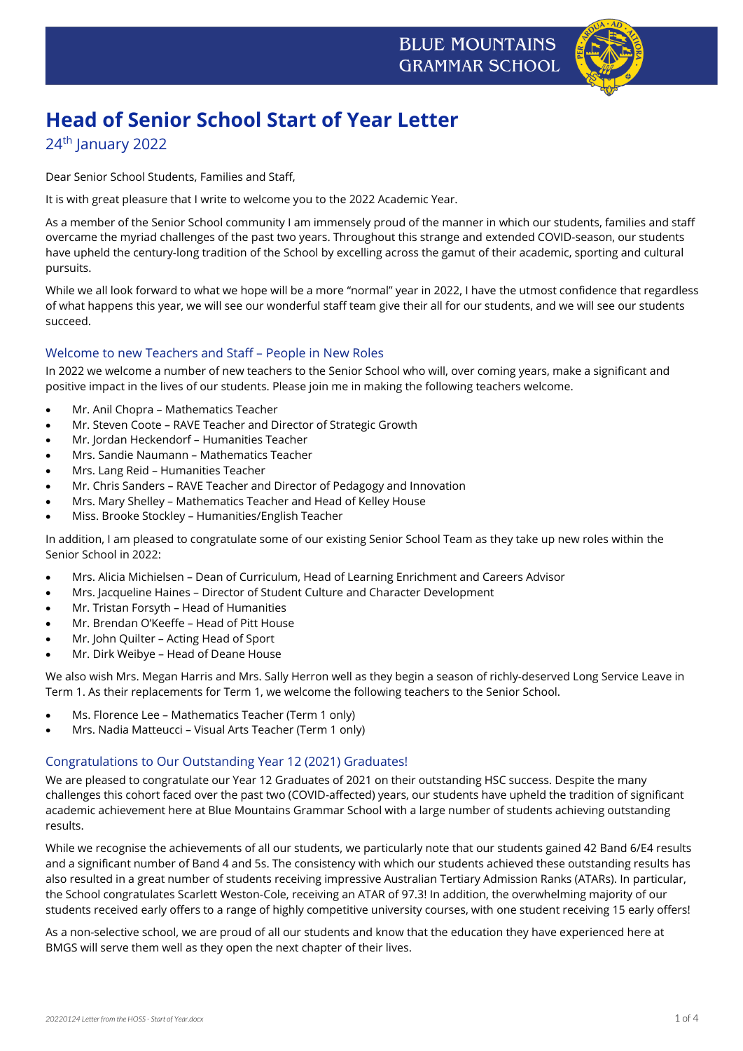BLUE MOUNTAINS GRAMMAR SCHOOL

# Head of Senior School Start of Year Letter

24th January 2022

Dear Senior School Students, Families and Staff,

It is with great pleasure that I write to welcome you to the 2022 Academic Year.

As a member of the Senior School community I am immensely proud of the manner in which our students, families and staff overcame the myriad challenges of the past two years. Throughout this strange and extended COVID-season, our students have upheld the century-long tradition of the School by excelling across the gamut of their academic, sporting and cultural pursuits.

While we all look forward to what we hope will be a more "normal" year in 2022, I have the utmost confidence that regardless of what happens this year, we will see our wonderful staff team give their all for our students, and we will see our students succeed.

## Welcome to new Teachers and Staff – People in New Roles

In 2022 we welcome a number of new teachers to the Senior School who will, over coming years, make a significant and positive impact in the lives of our students. Please join me in making the following teachers welcome.

- Mr. Anil Chopra – Mathematics Teacher
- Mr. Steven Coote – RAVE Teacher and Director of Strategic Growth
- Mr. Jordan Heckendorf – Humanities Teacher
- Mrs. Sandie Naumann – Mathematics Teacher
- Mrs. Lang Reid – Humanities Teacher
- Mr. Chris Sanders – RAVE Teacher and Director of Pedagogy and Innovation
- Mrs. Mary Shelley – Mathematics Teacher and Head of Kelley House
- Miss. Brooke Stockley – Humanities/English Teacher

In addition, I am pleased to congratulate some of our existing Senior School Team as they take up new roles within the Senior School in 2022:

- Mrs. Alicia Michielsen – Dean of Curriculum, Head of Learning Enrichment and Careers Advisor
- Mrs. Jacqueline Haines – Director of Student Culture and Character Development
- Mr. Tristan Forsyth – Head of Humanities
- Mr. Brendan O'Keeffe – Head of Pitt House
- Mr. John Quilter – Acting Head of Sport
- Mr. Dirk Weibye – Head of Deane House

We also wish Mrs. Megan Harris and Mrs. Sally Herron well as they begin a season of richly-deserved Long Service Leave in Term 1. As their replacements for Term 1, we welcome the following teachers to the Senior School.

- Ms. Florence Lee – Mathematics Teacher (Term 1 only)
- Mrs. Nadia Matteucci – Visual Arts Teacher (Term 1 only)

## Congratulations to Our Outstanding Year 12 (2021) Graduates!

We are pleased to congratulate our Year 12 Graduates of 2021 on their outstanding HSC success. Despite the many challenges this cohort faced over the past two (COVID-affected) years, our students have upheld the tradition of significant academic achievement here at Blue Mountains Grammar School with a large number of students achieving outstanding results.

While we recognise the achievements of all our students, we particularly note that our students gained 42 Band 6/E4 results and a significant number of Band 4 and 5s. The consistency with which our students achieved these outstanding results has also resulted in a great number of students receiving impressive Australian Tertiary Admission Ranks (ATARs). In particular, the School congratulates Scarlett Weston-Cole, receiving an ATAR of 97.3! In addition, the overwhelming majority of our students received early offers to a range of highly competitive university courses, with one student receiving 15 early offers!

As a non-selective school, we are proud of all our students and know that the education they have experienced here at BMGS will serve them well as they open the next chapter of their lives.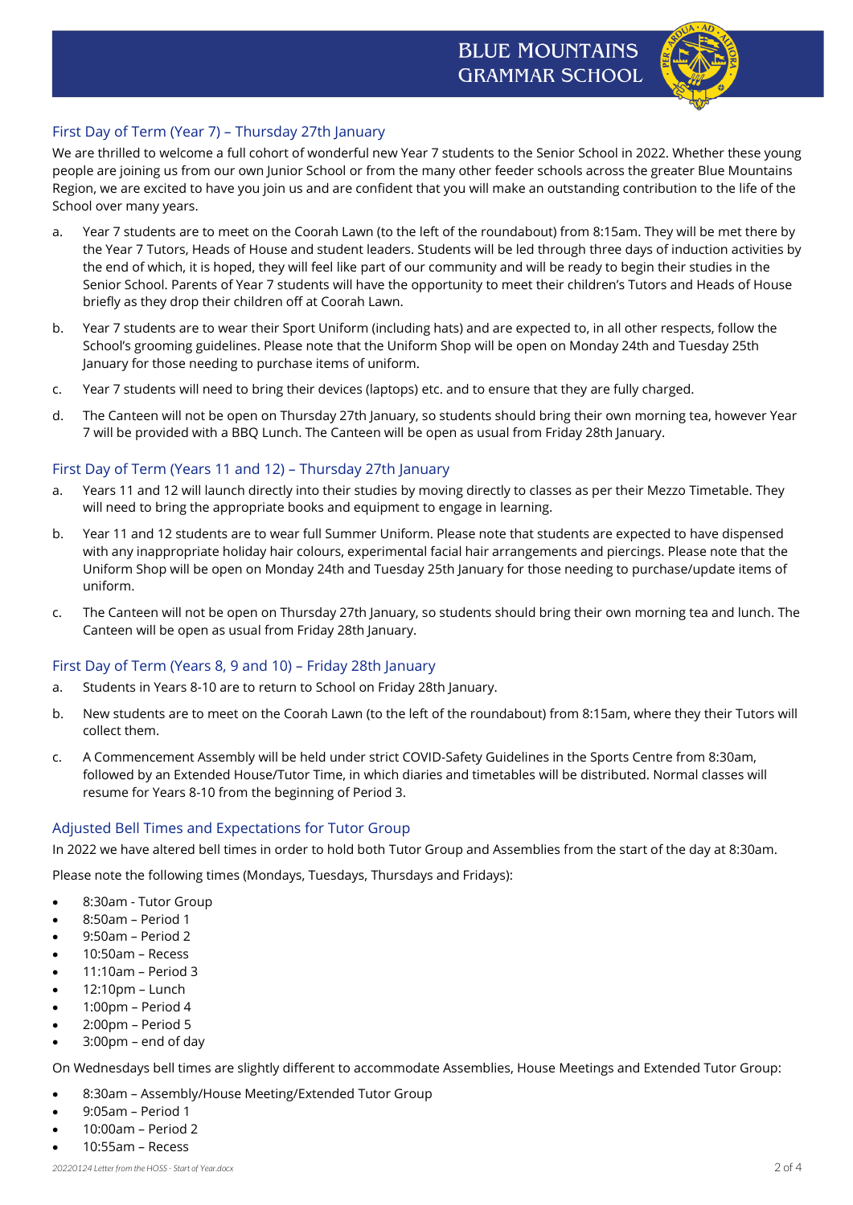## First Day of Term (Year 7) – Thursday 27th January

We are thrilled to welcome a full cohort of wonderful new Year 7 students to the Senior School in 2022. Whether these young people are joining us from our own Junior School or from the many other feeder schools across the greater Blue Mountains Region, we are excited to have you join us and are confident that you will make an outstanding contribution to the life of the School over many years.

a. Year 7 students are to meet on the Coorah Lawn (to the left of the roundabout) from 8:15am. They will be met there by the Year 7 Tutors, Heads of House and student leaders. Students will be led through three days of induction activities by the end of which, it is hoped, they will feel like part of our community and will be ready to begin their studies in the Senior School. Parents of Year 7 students will have the opportunity to meet their children's Tutors and Heads of House briefly as they drop their children off at Coorah Lawn.

b. Year 7 students are to wear their Sport Uniform (including hats) and are expected to, in all other respects, follow the School's grooming guidelines. Please note that the Uniform Shop will be open on Monday 24th and Tuesday 25th January for those needing to purchase items of uniform.

c. Year 7 students will need to bring their devices (laptops) etc. and to ensure that they are fully charged.

d. The Canteen will not be open on Thursday 27th January, so students should bring their own morning tea, however Year 7 will be provided with a BBQ Lunch. The Canteen will be open as usual from Friday 28th January.

## First Day of Term (Years 11 and 12) – Thursday 27th January

a. Years 11 and 12 will launch directly into their studies by moving directly to classes as per their Mezzo Timetable. They will need to bring the appropriate books and equipment to engage in learning.

b. Year 11 and 12 students are to wear full Summer Uniform. Please note that students are expected to have dispensed with any inappropriate holiday hair colours, experimental facial hair arrangements and piercings. Please note that the Uniform Shop will be open on Monday 24th and Tuesday 25th January for those needing to purchase/update items of uniform.

c. The Canteen will not be open on Thursday 27th January, so students should bring their own morning tea and lunch. The Canteen will be open as usual from Friday 28th January.

## First Day of Term (Years 8, 9 and 10) – Friday 28th January

a. Students in Years 8-10 are to return to School on Friday 28th January.

b. New students are to meet on the Coorah Lawn (to the left of the roundabout) from 8:15am, where they their Tutors will collect them.

c. A Commencement Assembly will be held under strict COVID-Safety Guidelines in the Sports Centre from 8:30am, followed by an Extended House/Tutor Time, in which diaries and timetables will be distributed. Normal classes will resume for Years 8-10 from the beginning of Period 3.

## Adjusted Bell Times and Expectations for Tutor Group

In 2022 we have altered bell times in order to hold both Tutor Group and Assemblies from the start of the day at 8:30am.

Please note the following times (Mondays, Tuesdays, Thursdays and Fridays):

- 8:30am - Tutor Group
- 8:50am – Period 1
- 9:50am – Period 2
- 10:50am – Recess
- 11:10am – Period 3
- 12:10pm – Lunch
- 1:00pm – Period 4
- 2:00pm – Period 5
- 3:00pm – end of day

On Wednesdays bell times are slightly different to accommodate Assemblies, House Meetings and Extended Tutor Group:

- 8:30am – Assembly/House Meeting/Extended Tutor Group
- 9:05am – Period 1
- 10:00am – Period 2
- 10:55am – Recess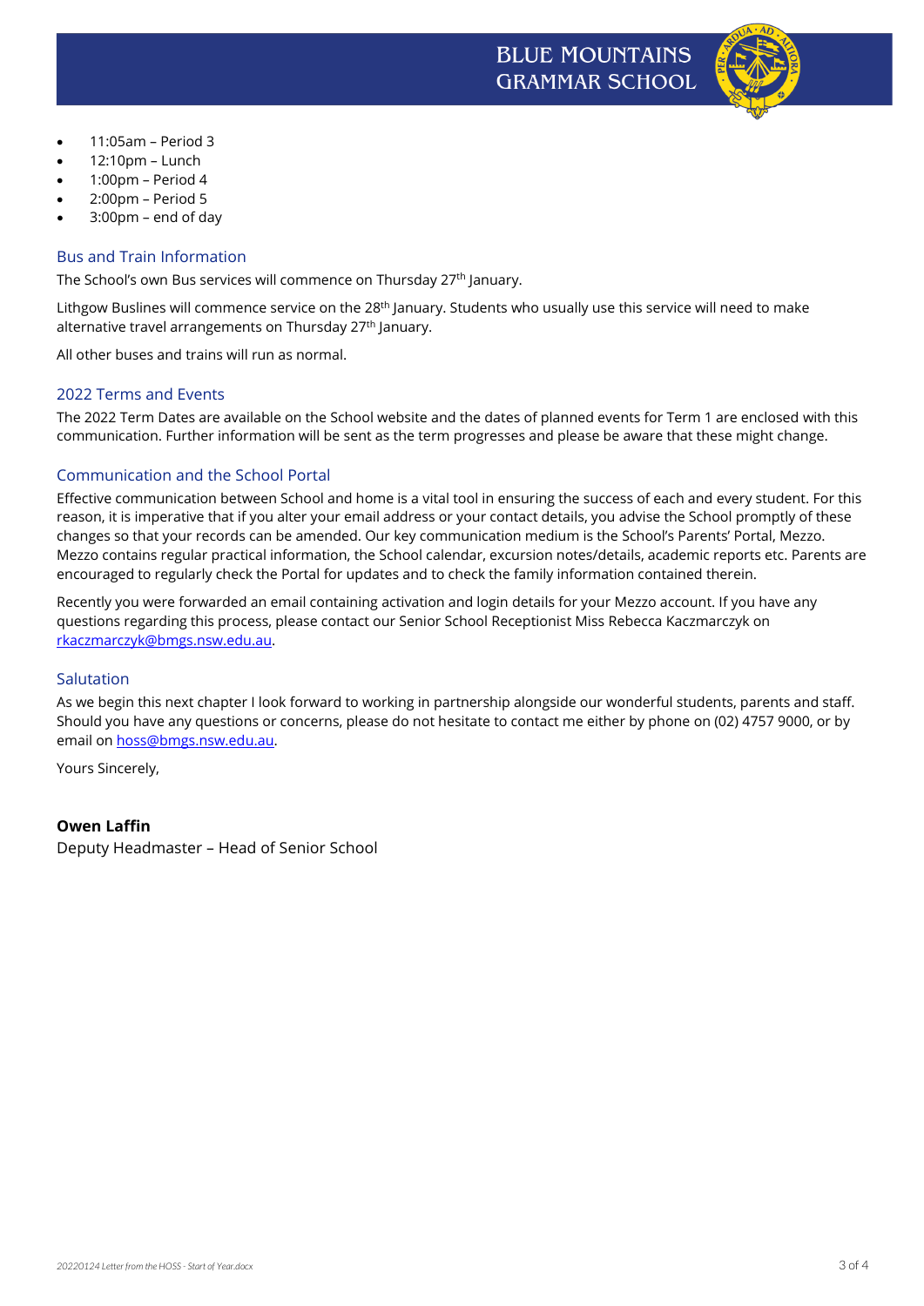- 11:05am – Period 3
- 12:10pm – Lunch
- 1:00pm – Period 4
- 2:00pm – Period 5
- 3:00pm – end of day

## Bus and Train Information

The School's own Bus services will commence on Thursday 27th January.

Lithgow Buslines will commence service on the 28th January. Students who usually use this service will need to make alternative travel arrangements on Thursday 27th January.

All other buses and trains will run as normal.

## 2022 Terms and Events

The 2022 Term Dates are available on the School website and the dates of planned events for Term 1 are enclosed with this communication. Further information will be sent as the term progresses and please be aware that these might change.

## Communication and the School Portal

Effective communication between School and home is a vital tool in ensuring the success of each and every student. For this reason, it is imperative that if you alter your email address or your contact details, you advise the School promptly of these changes so that your records can be amended. Our key communication medium is the School's Parents' Portal, Mezzo. Mezzo contains regular practical information, the School calendar, excursion notes/details, academic reports etc. Parents are encouraged to regularly check the Portal for updates and to check the family information contained therein.

Recently you were forwarded an email containing activation and login details for your Mezzo account. If you have any questions regarding this process, please contact our Senior School Receptionist Miss Rebecca Kaczmarczyk on rkaczmarczyk@bmgs.nsw.edu.au.

## Salutation

As we begin this next chapter I look forward to working in partnership alongside our wonderful students, parents and staff. Should you have any questions or concerns, please do not hesitate to contact me either by phone on (02) 4757 9000, or by email on hoss@bmgs.nsw.edu.au.

Yours Sincerely,

**Owen Laffin**
Deputy Headmaster – Head of Senior School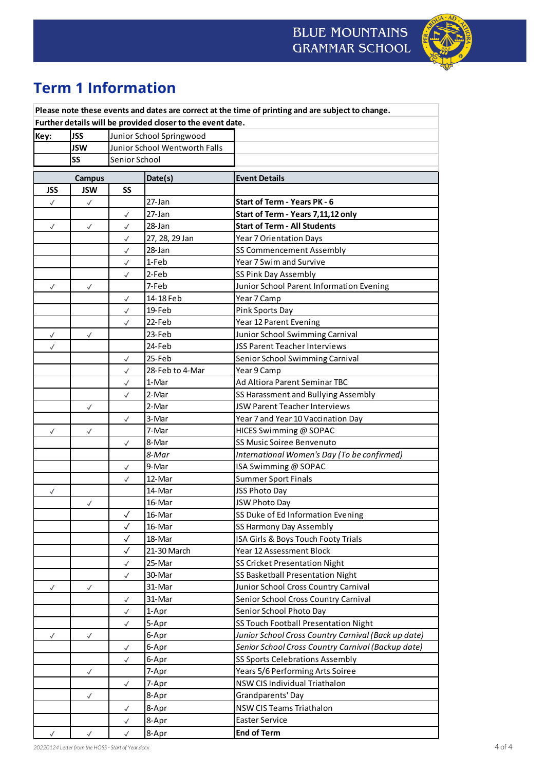# Term 1 Information

Please note these events and dates are correct at the time of printing and are subject to change.
Further details will be provided closer to the event date.

| Key: | | |
|---|---|---|
| | JSS | Junior School Springwood |
| | JSW | Junior School Wentworth Falls |
| | SS | Senior School |

| Campus | | | Date(s) | Event Details |
|---|---|---|---|---|
| JSS | JSW | SS | | |
| ✓ | ✓ | | 27-Jan | **Start of Term - Years PK - 6** |
| | | ✓ | 27-Jan | **Start of Term - Years 7,11,12 only** |
| ✓ | ✓ | ✓ | 28-Jan | **Start of Term - All Students** |
| | | ✓ | 27, 28, 29 Jan | Year 7 Orientation Days |
| | | ✓ | 28-Jan | SS Commencement Assembly |
| | | ✓ | 1-Feb | Year 7 Swim and Survive |
| | | ✓ | 2-Feb | SS Pink Day Assembly |
| ✓ | ✓ | | 7-Feb | Junior School Parent Information Evening |
| | | ✓ | 14-18 Feb | Year 7 Camp |
| | | ✓ | 19-Feb | Pink Sports Day |
| | | ✓ | 22-Feb | Year 12 Parent Evening |
| ✓ | ✓ | | 23-Feb | Junior School Swimming Carnival |
| ✓ | | | 24-Feb | JSS Parent Teacher Interviews |
| | | ✓ | 25-Feb | Senior School Swimming Carnival |
| | | ✓ | 28-Feb to 4-Mar | Year 9 Camp |
| | | ✓ | 1-Mar | Ad Altiora Parent Seminar TBC |
| | | ✓ | 2-Mar | SS Harassment and Bullying Assembly |
| | ✓ | | 2-Mar | JSW Parent Teacher Interviews |
| | | ✓ | 3-Mar | Year 7 and Year 10 Vaccination Day |
| ✓ | ✓ | | 7-Mar | HICES Swimming @ SOPAC |
| | | ✓ | 8-Mar | SS Music Soiree Benvenuto |
| | | | *8-Mar* | *International Women's Day (To be confirmed)* |
| | | ✓ | 9-Mar | ISA Swimming @ SOPAC |
| | | ✓ | 12-Mar | Summer Sport Finals |
| ✓ | | | 14-Mar | JSS Photo Day |
| | ✓ | | 16-Mar | JSW Photo Day |
| | | ✓ | 16-Mar | SS Duke of Ed Information Evening |
| | | ✓ | 16-Mar | SS Harmony Day Assembly |
| | | ✓ | 18-Mar | ISA Girls & Boys Touch Footy Trials |
| | | ✓ | 21-30 March | Year 12 Assessment Block |
| | | ✓ | 25-Mar | SS Cricket Presentation Night |
| | | ✓ | 30-Mar | SS Basketball Presentation Night |
| ✓ | ✓ | | 31-Mar | Junior School Cross Country Carnival |
| | | ✓ | 31-Mar | Senior School Cross Country Carnival |
| | | ✓ | 1-Apr | Senior School Photo Day |
| | | ✓ | 5-Apr | SS Touch Football Presentation Night |
| ✓ | ✓ | | 6-Apr | *Junior School Cross Country Carnival (Back up date)* |
| | | ✓ | 6-Apr | *Senior School Cross Country Carnival (Backup date)* |
| | | ✓ | 6-Apr | SS Sports Celebrations Assembly |
| | ✓ | | 7-Apr | Years 5/6 Performing Arts Soiree |
| | | ✓ | 7-Apr | NSW CIS Individual Triathalon |
| | ✓ | | 8-Apr | Grandparents' Day |
| | | ✓ | 8-Apr | NSW CIS Teams Triathalon |
| | | ✓ | 8-Apr | Easter Service |
| ✓ | ✓ | ✓ | 8-Apr | **End of Term** |